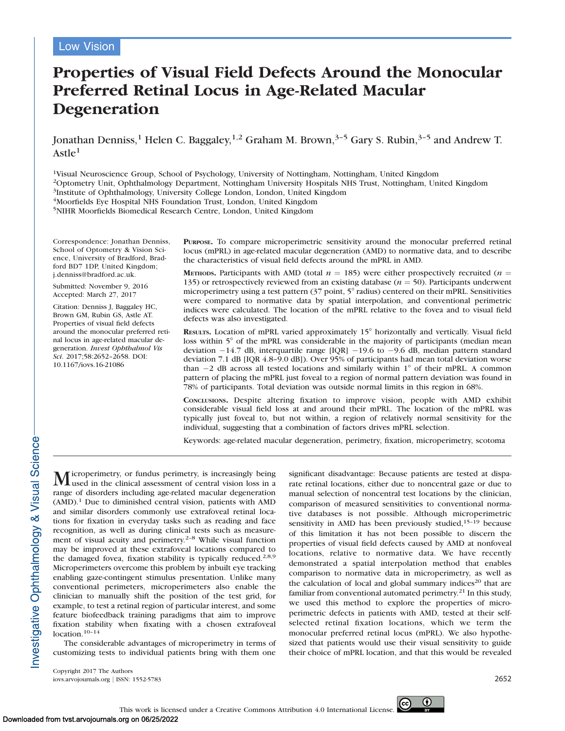Low Vision

# Properties of Visual Field Defects Around the Monocular Preferred Retinal Locus in Age-Related Macular Degeneration

Jonathan Denniss,[1] Helen C. Baggaley,[1,2] Graham M. Brown,[3–5] Gary S. Rubin,[3–5] and Andrew T. Astle[1]

[1]Visual Neuroscience Group, School of Psychology, University of Nottingham, Nottingham, United Kingdom
[2]Optometry Unit, Ophthalmology Department, Nottingham University Hospitals NHS Trust, Nottingham, United Kingdom
[3]Institute of Ophthalmology, University College London, London, United Kingdom
[4]Moorfields Eye Hospital NHS Foundation Trust, London, United Kingdom
[5]NIHR Moorfields Biomedical Research Centre, London, United Kingdom

Correspondence: Jonathan Denniss, School of Optometry & Vision Science, University of Bradford, Bradford BD7 1DP, United Kingdom; j.denniss@bradford.ac.uk.

Submitted: November 9, 2016
Accepted: March 27, 2017

Citation: Denniss J, Baggaley HC, Brown GM, Rubin GS, Astle AT. Properties of visual field defects around the monocular preferred retinal locus in age-related macular degeneration. *Invest Ophthalmol Vis Sci*. 2017;58:2652–2658. DOI: 10.1167/iovs.16-21086

**Purpose.** To compare microperimetric sensitivity around the monocular preferred retinal locus (mPRL) in age-related macular degeneration (AMD) to normative data, and to describe the characteristics of visual field defects around the mPRL in AMD.

**Methods.** Participants with AMD (total $n = 185$) were either prospectively recruited ($n = 135$) or retrospectively reviewed from an existing database ($n = 50$). Participants underwent microperimetry using a test pattern (37 point, 5° radius) centered on their mPRL. Sensitivities were compared to normative data by spatial interpolation, and conventional perimetric indices were calculated. The location of the mPRL relative to the fovea and to visual field defects was also investigated.

**Results.** Location of mPRL varied approximately 15° horizontally and vertically. Visual field loss within 5° of the mPRL was considerable in the majority of participants (median mean deviation −14.7 dB, interquartile range [IQR] −19.6 to −9.6 dB, median pattern standard deviation 7.1 dB [IQR 4.8–9.0 dB]). Over 95% of participants had mean total deviation worse than −2 dB across all tested locations and similarly within 1° of their mPRL. A common pattern of placing the mPRL just foveal to a region of normal pattern deviation was found in 78% of participants. Total deviation was outside normal limits in this region in 68%.

**Conclusions.** Despite altering fixation to improve vision, people with AMD exhibit considerable visual field loss at and around their mPRL. The location of the mPRL was typically just foveal to, but not within, a region of relatively normal sensitivity for the individual, suggesting that a combination of factors drives mPRL selection.

Keywords: age-related macular degeneration, perimetry, fixation, microperimetry, scotoma

Microperimetry, or fundus perimetry, is increasingly being used in the clinical assessment of central vision loss in a range of disorders including age-related macular degeneration (AMD).[1] Due to diminished central vision, patients with AMD and similar disorders commonly use extrafoveal retinal locations for fixation in everyday tasks such as reading and face recognition, as well as during clinical tests such as measurement of visual acuity and perimetry.[2–8] While visual function may be improved at these extrafoveal locations compared to the damaged fovea, fixation stability is typically reduced.[2,8,9] Microperimeters overcome this problem by inbuilt eye tracking enabling gaze-contingent stimulus presentation. Unlike many conventional perimeters, microperimeters also enable the clinician to manually shift the position of the test grid, for example, to test a retinal region of particular interest, and some feature biofeedback training paradigms that aim to improve fixation stability when fixating with a chosen extrafoveal location.[10–14]

The considerable advantages of microperimetry in terms of customizing tests to individual patients bring with them one significant disadvantage: Because patients are tested at disparate retinal locations, either due to noncentral gaze or due to manual selection of noncentral test locations by the clinician, comparison of measured sensitivities to conventional normative databases is not possible. Although microperimetric sensitivity in AMD has been previously studied,[15–19] because of this limitation it has not been possible to discern the properties of visual field defects caused by AMD at nonfoveal locations, relative to normative data. We have recently demonstrated a spatial interpolation method that enables comparison to normative data in microperimetry, as well as the calculation of local and global summary indices[20] that are familiar from conventional automated perimetry.[21] In this study, we used this method to explore the properties of microperimetric defects in patients with AMD, tested at their self-selected retinal fixation locations, which we term the monocular preferred retinal locus (mPRL). We also hypothesized that patients would use their visual sensitivity to guide their choice of mPRL location, and that this would be revealed

Copyright 2017 The Authors
iovs.arvojournals.org | ISSN: 1552-5783

This work is licensed under a Creative Commons Attribution 4.0 International License.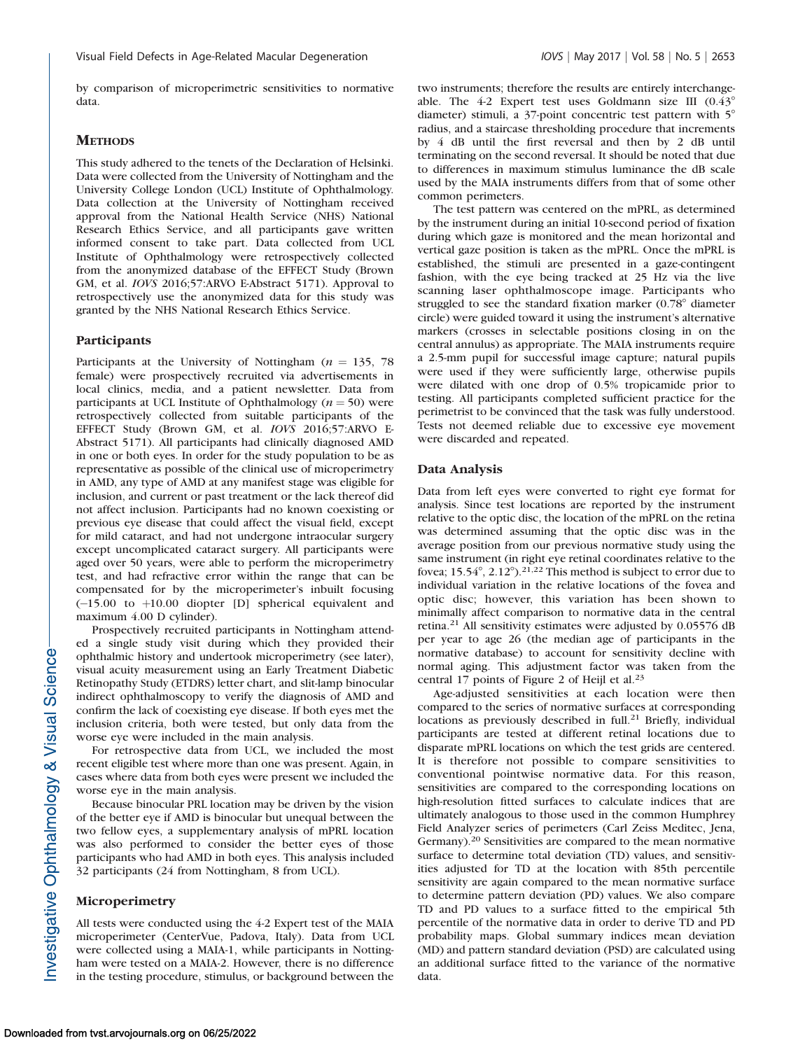by comparison of microperimetric sensitivities to normative data.

## Methods

This study adhered to the tenets of the Declaration of Helsinki. Data were collected from the University of Nottingham and the University College London (UCL) Institute of Ophthalmology. Data collection at the University of Nottingham received approval from the National Health Service (NHS) National Research Ethics Service, and all participants gave written informed consent to take part. Data collected from UCL Institute of Ophthalmology were retrospectively collected from the anonymized database of the EFFECT Study (Brown GM, et al. *IOVS* 2016;57:ARVO E-Abstract 5171). Approval to retrospectively use the anonymized data for this study was granted by the NHS National Research Ethics Service.

### Participants

Participants at the University of Nottingham ($n$ = 135, 78 female) were prospectively recruited via advertisements in local clinics, media, and a patient newsletter. Data from participants at UCL Institute of Ophthalmology ($n$ = 50) were retrospectively collected from suitable participants of the EFFECT Study (Brown GM, et al. *IOVS* 2016;57:ARVO E-Abstract 5171). All participants had clinically diagnosed AMD in one or both eyes. In order for the study population to be as representative as possible of the clinical use of microperimetry in AMD, any type of AMD at any manifest stage was eligible for inclusion, and current or past treatment or the lack thereof did not affect inclusion. Participants had no known coexisting or previous eye disease that could affect the visual field, except for mild cataract, and had not undergone intraocular surgery except uncomplicated cataract surgery. All participants were aged over 50 years, were able to perform the microperimetry test, and had refractive error within the range that can be compensated for by the microperimeter's inbuilt focusing (−15.00 to +10.00 diopter [D] spherical equivalent and maximum 4.00 D cylinder).

Prospectively recruited participants in Nottingham attended a single study visit during which they provided their ophthalmic history and undertook microperimetry (see later), visual acuity measurement using an Early Treatment Diabetic Retinopathy Study (ETDRS) letter chart, and slit-lamp binocular indirect ophthalmoscopy to verify the diagnosis of AMD and confirm the lack of coexisting eye disease. If both eyes met the inclusion criteria, both were tested, but only data from the worse eye were included in the main analysis.

For retrospective data from UCL, we included the most recent eligible test where more than one was present. Again, in cases where data from both eyes were present we included the worse eye in the main analysis.

Because binocular PRL location may be driven by the vision of the better eye if AMD is binocular but unequal between the two fellow eyes, a supplementary analysis of mPRL location was also performed to consider the better eyes of those participants who had AMD in both eyes. This analysis included 32 participants (24 from Nottingham, 8 from UCL).

### Microperimetry

All tests were conducted using the 4-2 Expert test of the MAIA microperimeter (CenterVue, Padova, Italy). Data from UCL were collected using a MAIA-1, while participants in Nottingham were tested on a MAIA-2. However, there is no difference in the testing procedure, stimulus, or background between the two instruments; therefore the results are entirely interchangeable. The 4-2 Expert test uses Goldmann size III (0.43° diameter) stimuli, a 37-point concentric test pattern with 5° radius, and a staircase thresholding procedure that increments by 4 dB until the first reversal and then by 2 dB until terminating on the second reversal. It should be noted that due to differences in maximum stimulus luminance the dB scale used by the MAIA instruments differs from that of some other common perimeters.

The test pattern was centered on the mPRL, as determined by the instrument during an initial 10-second period of fixation during which gaze is monitored and the mean horizontal and vertical gaze position is taken as the mPRL. Once the mPRL is established, the stimuli are presented in a gaze-contingent fashion, with the eye being tracked at 25 Hz via the live scanning laser ophthalmoscope image. Participants who struggled to see the standard fixation marker (0.78° diameter circle) were guided toward it using the instrument's alternative markers (crosses in selectable positions closing in on the central annulus) as appropriate. The MAIA instruments require a 2.5-mm pupil for successful image capture; natural pupils were used if they were sufficiently large, otherwise pupils were dilated with one drop of 0.5% tropicamide prior to testing. All participants completed sufficient practice for the perimetrist to be convinced that the task was fully understood. Tests not deemed reliable due to excessive eye movement were discarded and repeated.

### Data Analysis

Data from left eyes were converted to right eye format for analysis. Since test locations are reported by the instrument relative to the optic disc, the location of the mPRL on the retina was determined assuming that the optic disc was in the average position from our previous normative study using the same instrument (in right eye retinal coordinates relative to the fovea; 15.54°, 2.12°).[21,22] This method is subject to error due to individual variation in the relative locations of the fovea and optic disc; however, this variation has been shown to minimally affect comparison to normative data in the central retina.[21] All sensitivity estimates were adjusted by 0.05576 dB per year to age 26 (the median age of participants in the normative database) to account for sensitivity decline with normal aging. This adjustment factor was taken from the central 17 points of Figure 2 of Heijl et al.[23]

Age-adjusted sensitivities at each location were then compared to the series of normative surfaces at corresponding locations as previously described in full.[21] Briefly, individual participants are tested at different retinal locations due to disparate mPRL locations on which the test grids are centered. It is therefore not possible to compare sensitivities to conventional pointwise normative data. For this reason, sensitivities are compared to the corresponding locations on high-resolution fitted surfaces to calculate indices that are ultimately analogous to those used in the common Humphrey Field Analyzer series of perimeters (Carl Zeiss Meditec, Jena, Germany).[20] Sensitivities are compared to the mean normative surface to determine total deviation (TD) values, and sensitivities adjusted for TD at the location with 85th percentile sensitivity are again compared to the mean normative surface to determine pattern deviation (PD) values. We also compare TD and PD values to a surface fitted to the empirical 5th percentile of the normative data in order to derive TD and PD probability maps. Global summary indices mean deviation (MD) and pattern standard deviation (PSD) are calculated using an additional surface fitted to the variance of the normative data.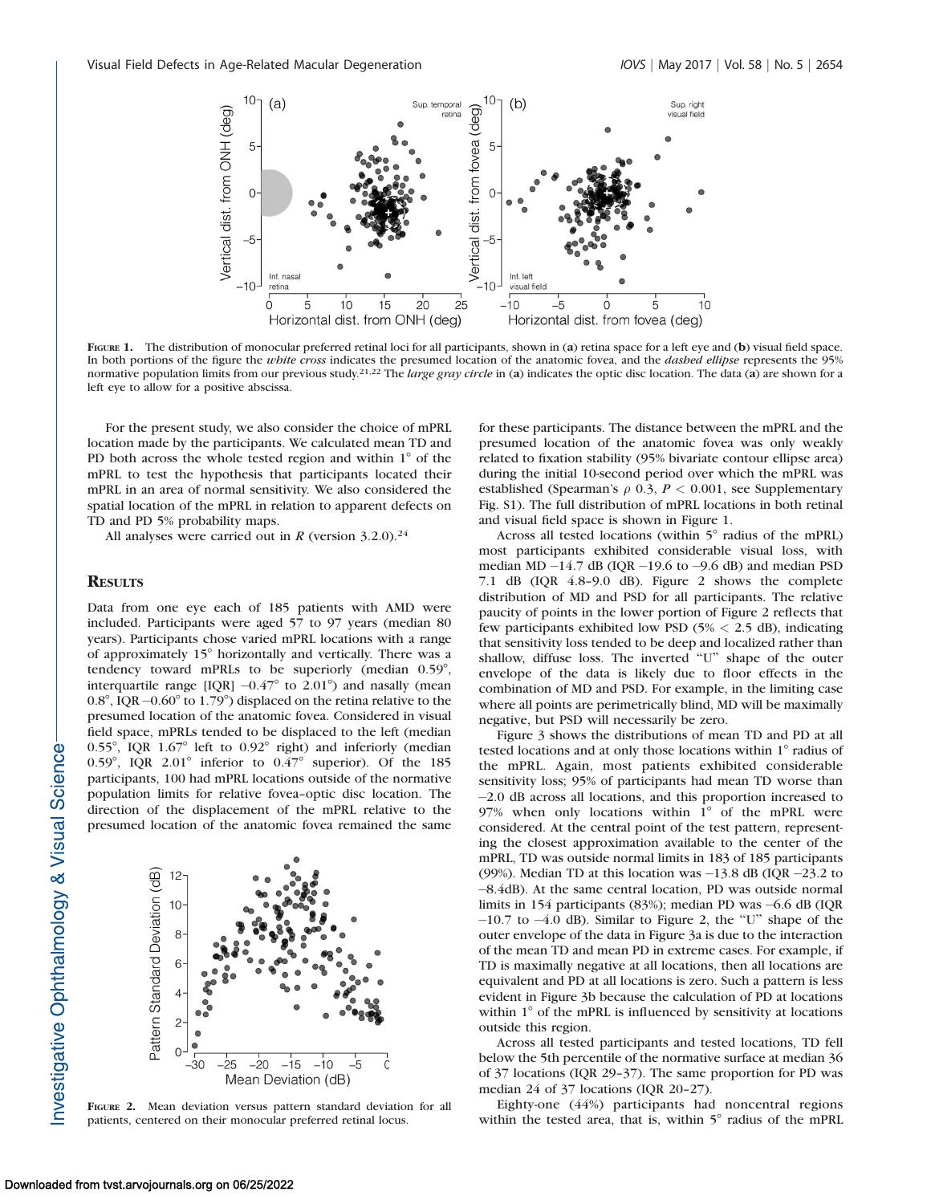FIGURE 1. The distribution of monocular preferred retinal loci for all participants, shown in (**a**) retina space for a left eye and (**b**) visual field space. In both portions of the figure the *white cross* indicates the presumed location of the anatomic fovea, and the *dashed ellipse* represents the 95% normative population limits from our previous study.[21,22] The *large gray circle* in (**a**) indicates the optic disc location. The data (**a**) are shown for a left eye to allow for a positive abscissa.

For the present study, we also consider the choice of mPRL location made by the participants. We calculated mean TD and PD both across the whole tested region and within 1° of the mPRL to test the hypothesis that participants located their mPRL in an area of normal sensitivity. We also considered the spatial location of the mPRL in relation to apparent defects on TD and PD 5% probability maps.

All analyses were carried out in *R* (version 3.2.0).[24]

## RESULTS

Data from one eye each of 185 patients with AMD were included. Participants were aged 57 to 97 years (median 80 years). Participants chose varied mPRL locations with a range of approximately 15° horizontally and vertically. There was a tendency toward mPRLs to be superiorly (median 0.59°, interquartile range [IQR] −0.47° to 2.01°) and nasally (mean 0.8°, IQR −0.60° to 1.79°) displaced on the retina relative to the presumed location of the anatomic fovea. Considered in visual field space, mPRLs tended to be displaced to the left (median 0.55°, IQR 1.67° left to 0.92° right) and inferiorly (median 0.59°, IQR 2.01° inferior to 0.47° superior). Of the 185 participants, 100 had mPRL locations outside of the normative population limits for relative fovea–optic disc location. The direction of the displacement of the mPRL relative to the presumed location of the anatomic fovea remained the same for these participants. The distance between the mPRL and the presumed location of the anatomic fovea was only weakly related to fixation stability (95% bivariate contour ellipse area) during the initial 10-second period over which the mPRL was established (Spearman's $\rho$ 0.3, $P < 0.001$, see Supplementary Fig. S1). The full distribution of mPRL locations in both retinal and visual field space is shown in Figure 1.

Across all tested locations (within 5° radius of the mPRL) most participants exhibited considerable visual loss, with median MD −14.7 dB (IQR −19.6 to −9.6 dB) and median PSD 7.1 dB (IQR 4.8–9.0 dB). Figure 2 shows the complete distribution of MD and PSD for all participants. The relative paucity of points in the lower portion of Figure 2 reflects that few participants exhibited low PSD (5% < 2.5 dB), indicating that sensitivity loss tended to be deep and localized rather than shallow, diffuse loss. The inverted "U" shape of the outer envelope of the data is likely due to floor effects in the combination of MD and PSD. For example, in the limiting case where all points are perimetrically blind, MD will be maximally negative, but PSD will necessarily be zero.

FIGURE 2. Mean deviation versus pattern standard deviation for all patients, centered on their monocular preferred retinal locus.

Figure 3 shows the distributions of mean TD and PD at all tested locations and at only those locations within 1° radius of the mPRL. Again, most patients exhibited considerable sensitivity loss; 95% of participants had mean TD worse than −2.0 dB across all locations, and this proportion increased to 97% when only locations within 1° of the mPRL were considered. At the central point of the test pattern, representing the closest approximation available to the center of the mPRL, TD was outside normal limits in 183 of 185 participants (99%). Median TD at this location was −13.8 dB (IQR −23.2 to −8.4dB). At the same central location, PD was outside normal limits in 154 participants (83%); median PD was −6.6 dB (IQR −10.7 to −4.0 dB). Similar to Figure 2, the "U" shape of the outer envelope of the data in Figure 3a is due to the interaction of the mean TD and mean PD in extreme cases. For example, if TD is maximally negative at all locations, then all locations are equivalent and PD at all locations is zero. Such a pattern is less evident in Figure 3b because the calculation of PD at locations within 1° of the mPRL is influenced by sensitivity at locations outside this region.

Across all tested participants and tested locations, TD fell below the 5th percentile of the normative surface at median 36 of 37 locations (IQR 29–37). The same proportion for PD was median 24 of 37 locations (IQR 20–27).

Eighty-one (44%) participants had noncentral regions within the tested area, that is, within 5° radius of the mPRL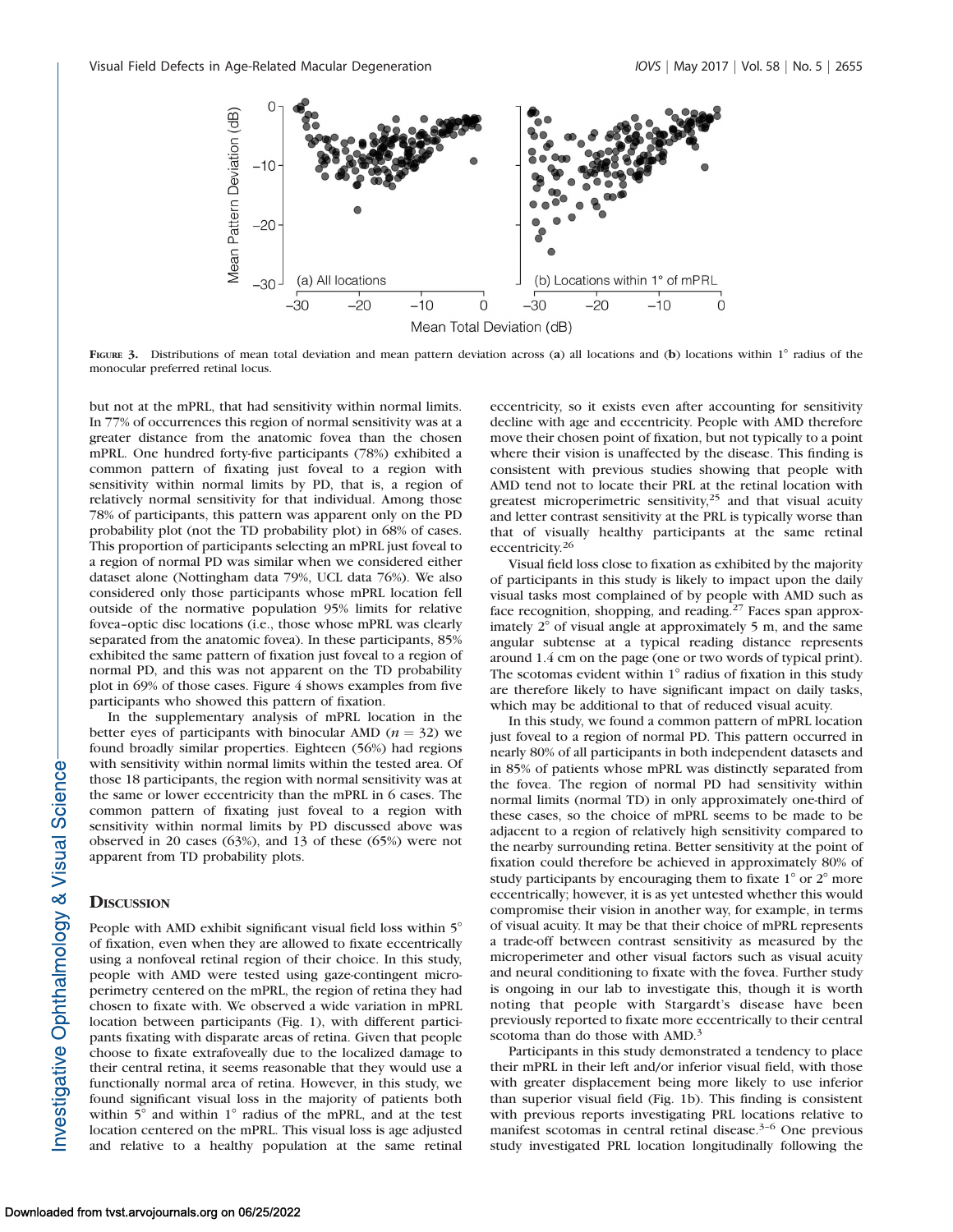**Figure 3.** Distributions of mean total deviation and mean pattern deviation across (**a**) all locations and (**b**) locations within 1° radius of the monocular preferred retinal locus.

but not at the mPRL, that had sensitivity within normal limits. In 77% of occurrences this region of normal sensitivity was at a greater distance from the anatomic fovea than the chosen mPRL. One hundred forty-five participants (78%) exhibited a common pattern of fixating just foveal to a region with sensitivity within normal limits by PD, that is, a region of relatively normal sensitivity for that individual. Among those 78% of participants, this pattern was apparent only on the PD probability plot (not the TD probability plot) in 68% of cases. This proportion of participants selecting an mPRL just foveal to a region of normal PD was similar when we considered either dataset alone (Nottingham data 79%, UCL data 76%). We also considered only those participants whose mPRL location fell outside of the normative population 95% limits for relative fovea–optic disc locations (i.e., those whose mPRL was clearly separated from the anatomic fovea). In these participants, 85% exhibited the same pattern of fixation just foveal to a region of normal PD, and this was not apparent on the TD probability plot in 69% of those cases. Figure 4 shows examples from five participants who showed this pattern of fixation.

In the supplementary analysis of mPRL location in the better eyes of participants with binocular AMD ($n = 32$) we found broadly similar properties. Eighteen (56%) had regions with sensitivity within normal limits within the tested area. Of those 18 participants, the region with normal sensitivity was at the same or lower eccentricity than the mPRL in 6 cases. The common pattern of fixating just foveal to a region with sensitivity within normal limits by PD discussed above was observed in 20 cases (63%), and 13 of these (65%) were not apparent from TD probability plots.

## Discussion

People with AMD exhibit significant visual field loss within 5° of fixation, even when they are allowed to fixate eccentrically using a nonfoveal retinal region of their choice. In this study, people with AMD were tested using gaze-contingent microperimetry centered on the mPRL, the region of retina they had chosen to fixate with. We observed a wide variation in mPRL location between participants (Fig. 1), with different participants fixating with disparate areas of retina. Given that people choose to fixate extrafoveally due to the localized damage to their central retina, it seems reasonable that they would use a functionally normal area of retina. However, in this study, we found significant visual loss in the majority of patients both within 5° and within 1° radius of the mPRL, and at the test location centered on the mPRL. This visual loss is age adjusted and relative to a healthy population at the same retinal eccentricity, so it exists even after accounting for sensitivity decline with age and eccentricity. People with AMD therefore move their chosen point of fixation, but not typically to a point where their vision is unaffected by the disease. This finding is consistent with previous studies showing that people with AMD tend not to locate their PRL at the retinal location with greatest microperimetric sensitivity,[25] and that visual acuity and letter contrast sensitivity at the PRL is typically worse than that of visually healthy participants at the same retinal eccentricity.[26]

Visual field loss close to fixation as exhibited by the majority of participants in this study is likely to impact upon the daily visual tasks most complained of by people with AMD such as face recognition, shopping, and reading.[27] Faces span approximately 2° of visual angle at approximately 5 m, and the same angular subtense at a typical reading distance represents around 1.4 cm on the page (one or two words of typical print). The scotomas evident within 1° radius of fixation in this study are therefore likely to have significant impact on daily tasks, which may be additional to that of reduced visual acuity.

In this study, we found a common pattern of mPRL location just foveal to a region of normal PD. This pattern occurred in nearly 80% of all participants in both independent datasets and in 85% of patients whose mPRL was distinctly separated from the fovea. The region of normal PD had sensitivity within normal limits (normal TD) in only approximately one-third of these cases, so the choice of mPRL seems to be made to be adjacent to a region of relatively high sensitivity compared to the nearby surrounding retina. Better sensitivity at the point of fixation could therefore be achieved in approximately 80% of study participants by encouraging them to fixate 1° or 2° more eccentrically; however, it is as yet untested whether this would compromise their vision in another way, for example, in terms of visual acuity. It may be that their choice of mPRL represents a trade-off between contrast sensitivity as measured by the microperimeter and other visual factors such as visual acuity and neural conditioning to fixate with the fovea. Further study is ongoing in our lab to investigate this, though it is worth noting that people with Stargardt's disease have been previously reported to fixate more eccentrically to their central scotoma than do those with AMD.[3]

Participants in this study demonstrated a tendency to place their mPRL in their left and/or inferior visual field, with those with greater displacement being more likely to use inferior than superior visual field (Fig. 1b). This finding is consistent with previous reports investigating PRL locations relative to manifest scotomas in central retinal disease.[3–6] One previous study investigated PRL location longitudinally following the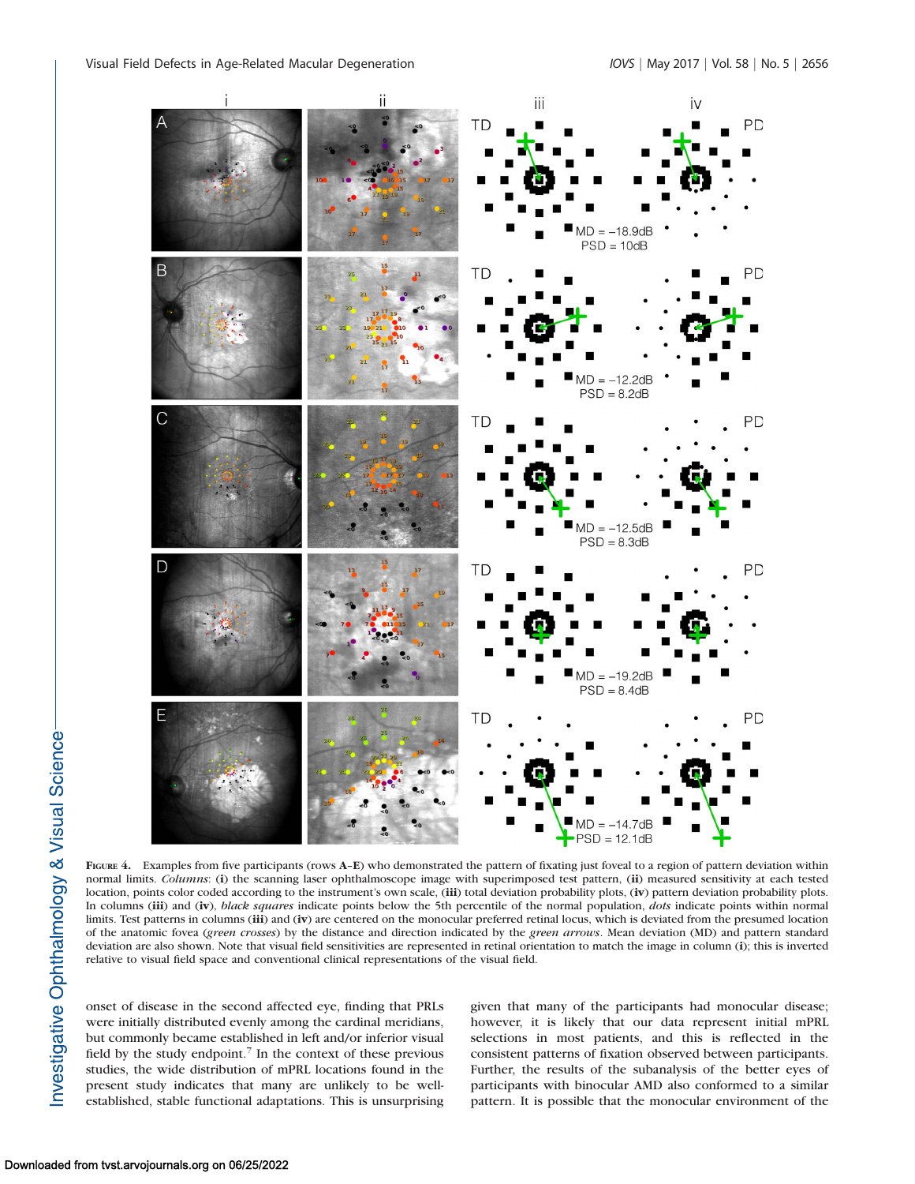FIGURE 4. Examples from five participants (rows **A–E**) who demonstrated the pattern of fixating just foveal to a region of pattern deviation within normal limits. *Columns*: (**i**) the scanning laser ophthalmoscope image with superimposed test pattern, (**ii**) measured sensitivity at each tested location, points color coded according to the instrument's own scale, (**iii**) total deviation probability plots, (**iv**) pattern deviation probability plots. In columns (**iii**) and (**iv**), *black squares* indicate points below the 5th percentile of the normal population, *dots* indicate points within normal limits. Test patterns in columns (**iii**) and (**iv**) are centered on the monocular preferred retinal locus, which is deviated from the presumed location of the anatomic fovea (*green crosses*) by the distance and direction indicated by the *green arrows*. Mean deviation (MD) and pattern standard deviation are also shown. Note that visual field sensitivities are represented in retinal orientation to match the image in column (**i**); this is inverted relative to visual field space and conventional clinical representations of the visual field.

onset of disease in the second affected eye, finding that PRLs were initially distributed evenly among the cardinal meridians, but commonly became established in left and/or inferior visual field by the study endpoint.[7] In the context of these previous studies, the wide distribution of mPRL locations found in the present study indicates that many are unlikely to be well-established, stable functional adaptations. This is unsurprising given that many of the participants had monocular disease; however, it is likely that our data represent initial mPRL selections in most patients, and this is reflected in the consistent patterns of fixation observed between participants. Further, the results of the subanalysis of the better eyes of participants with binocular AMD also conformed to a similar pattern. It is possible that the monocular environment of the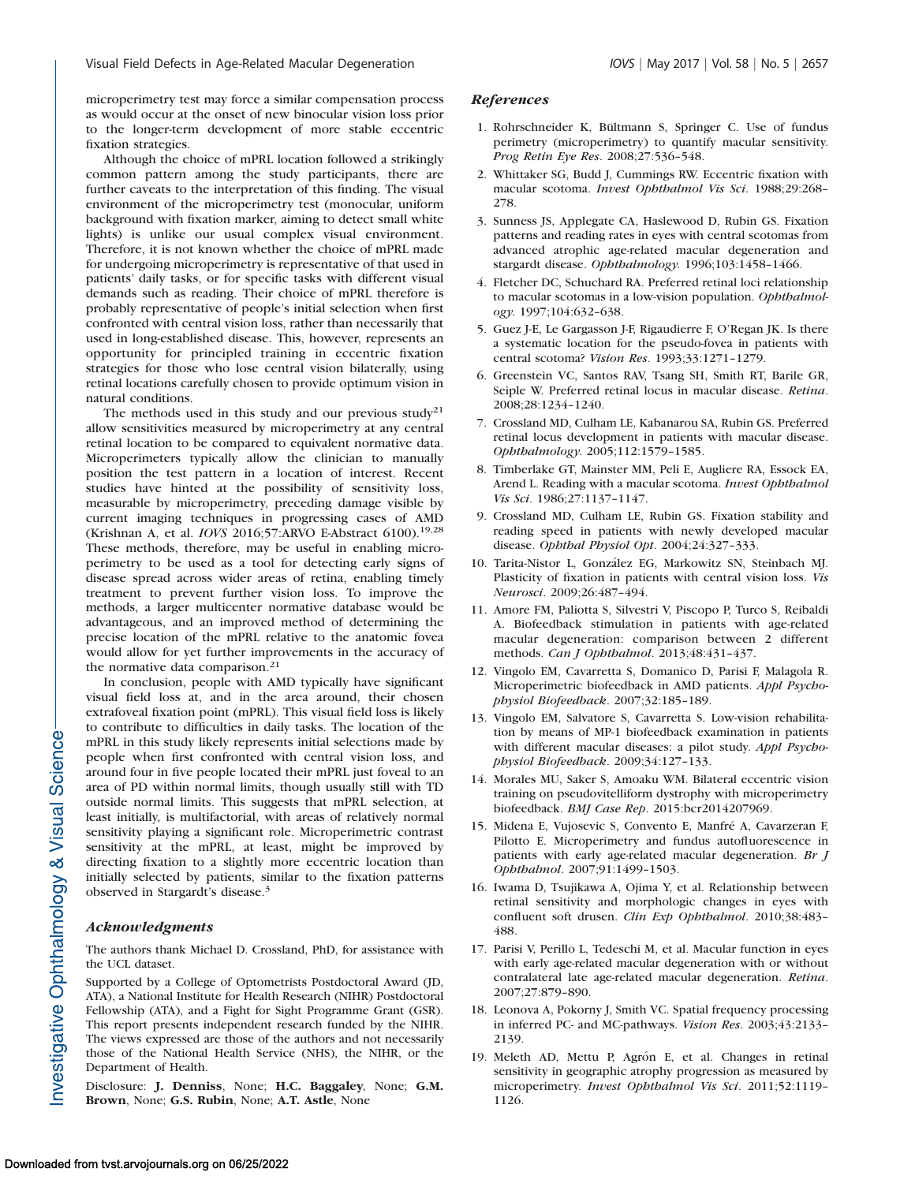microperimetry test may force a similar compensation process as would occur at the onset of new binocular vision loss prior to the longer-term development of more stable eccentric fixation strategies.

Although the choice of mPRL location followed a strikingly common pattern among the study participants, there are further caveats to the interpretation of this finding. The visual environment of the microperimetry test (monocular, uniform background with fixation marker, aiming to detect small white lights) is unlike our usual complex visual environment. Therefore, it is not known whether the choice of mPRL made for undergoing microperimetry is representative of that used in patients' daily tasks, or for specific tasks with different visual demands such as reading. Their choice of mPRL therefore is probably representative of people's initial selection when first confronted with central vision loss, rather than necessarily that used in long-established disease. This, however, represents an opportunity for principled training in eccentric fixation strategies for those who lose central vision bilaterally, using retinal locations carefully chosen to provide optimum vision in natural conditions.

The methods used in this study and our previous study[21] allow sensitivities measured by microperimetry at any central retinal location to be compared to equivalent normative data. Microperimeters typically allow the clinician to manually position the test pattern in a location of interest. Recent studies have hinted at the possibility of sensitivity loss, measurable by microperimetry, preceding damage visible by current imaging techniques in progressing cases of AMD (Krishnan A, et al. *IOVS* 2016;57:ARVO E-Abstract 6100).[19,28] These methods, therefore, may be useful in enabling microperimetry to be used as a tool for detecting early signs of disease spread across wider areas of retina, enabling timely treatment to prevent further vision loss. To improve the methods, a larger multicenter normative database would be advantageous, and an improved method of determining the precise location of the mPRL relative to the anatomic fovea would allow for yet further improvements in the accuracy of the normative data comparison.[21]

In conclusion, people with AMD typically have significant visual field loss at, and in the area around, their chosen extrafoveal fixation point (mPRL). This visual field loss is likely to contribute to difficulties in daily tasks. The location of the mPRL in this study likely represents initial selections made by people when first confronted with central vision loss, and around four in five people located their mPRL just foveal to an area of PD within normal limits, though usually still with TD outside normal limits. This suggests that mPRL selection, at least initially, is multifactorial, with areas of relatively normal sensitivity playing a significant role. Microperimetric contrast sensitivity at the mPRL, at least, might be improved by directing fixation to a slightly more eccentric location than initially selected by patients, similar to the fixation patterns observed in Stargardt's disease.[3]

## Acknowledgments

The authors thank Michael D. Crossland, PhD, for assistance with the UCL dataset.

Supported by a College of Optometrists Postdoctoral Award (JD, ATA), a National Institute for Health Research (NIHR) Postdoctoral Fellowship (ATA), and a Fight for Sight Programme Grant (GSR). This report presents independent research funded by the NIHR. The views expressed are those of the authors and not necessarily those of the National Health Service (NHS), the NIHR, or the Department of Health.

Disclosure: **J. Denniss**, None; **H.C. Baggaley**, None; **G.M. Brown**, None; **G.S. Rubin**, None; **A.T. Astle**, None

## References

1. Rohrschneider K, Bültmann S, Springer C. Use of fundus perimetry (microperimetry) to quantify macular sensitivity. *Prog Retin Eye Res*. 2008;27:536–548.
2. Whittaker SG, Budd J, Cummings RW. Eccentric fixation with macular scotoma. *Invest Ophthalmol Vis Sci*. 1988;29:268–278.
3. Sunness JS, Applegate CA, Haslewood D, Rubin GS. Fixation patterns and reading rates in eyes with central scotomas from advanced atrophic age-related macular degeneration and stargardt disease. *Ophthalmology.* 1996;103:1458–1466.
4. Fletcher DC, Schuchard RA. Preferred retinal loci relationship to macular scotomas in a low-vision population. *Ophthalmology.* 1997;104:632–638.
5. Guez J-E, Le Gargasson J-F, Rigaudierre F, O'Regan JK. Is there a systematic location for the pseudo-fovea in patients with central scotoma? *Vision Res*. 1993;33:1271–1279.
6. Greenstein VC, Santos RAV, Tsang SH, Smith RT, Barile GR, Seiple W. Preferred retinal locus in macular disease. *Retina*. 2008;28:1234–1240.
7. Crossland MD, Culham LE, Kabanarou SA, Rubin GS. Preferred retinal locus development in patients with macular disease. *Ophthalmology.* 2005;112:1579–1585.
8. Timberlake GT, Mainster MM, Peli E, Augliere RA, Essock EA, Arend L. Reading with a macular scotoma. *Invest Ophthalmol Vis Sci*. 1986;27:1137–1147.
9. Crossland MD, Culham LE, Rubin GS. Fixation stability and reading speed in patients with newly developed macular disease. *Ophthal Physiol Opt*. 2004;24:327–333.
10. Tarita-Nistor L, González EG, Markowitz SN, Steinbach MJ. Plasticity of fixation in patients with central vision loss. *Vis Neurosci*. 2009;26:487–494.
11. Amore FM, Paliotta S, Silvestri V, Piscopo P, Turco S, Reibaldi A. Biofeedback stimulation in patients with age-related macular degeneration: comparison between 2 different methods. *Can J Ophthalmol*. 2013;48:431–437.
12. Vingolo EM, Cavarretta S, Domanico D, Parisi F, Malagola R. Microperimetric biofeedback in AMD patients. *Appl Psychophysiol Biofeedback*. 2007;32:185–189.
13. Vingolo EM, Salvatore S, Cavarretta S. Low-vision rehabilitation by means of MP-1 biofeedback examination in patients with different macular diseases: a pilot study. *Appl Psychophysiol Biofeedback*. 2009;34:127–133.
14. Morales MU, Saker S, Amoaku WM. Bilateral eccentric vision training on pseudovitelliform dystrophy with microperimetry biofeedback. *BMJ Case Rep*. 2015:bcr2014207969.
15. Midena E, Vujosevic S, Convento E, Manfré A, Cavarzeran F, Pilotto E. Microperimetry and fundus autofluorescence in patients with early age-related macular degeneration. *Br J Ophthalmol*. 2007;91:1499–1503.
16. Iwama D, Tsujikawa A, Ojima Y, et al. Relationship between retinal sensitivity and morphologic changes in eyes with confluent soft drusen. *Clin Exp Ophthalmol*. 2010;38:483–488.
17. Parisi V, Perillo L, Tedeschi M, et al. Macular function in eyes with early age-related macular degeneration with or without contralateral late age-related macular degeneration. *Retina*. 2007;27:879–890.
18. Leonova A, Pokorny J, Smith VC. Spatial frequency processing in inferred PC- and MC-pathways. *Vision Res*. 2003;43:2133–2139.
19. Meleth AD, Mettu P, Agrón E, et al. Changes in retinal sensitivity in geographic atrophy progression as measured by microperimetry. *Invest Ophthalmol Vis Sci*. 2011;52:1119–1126.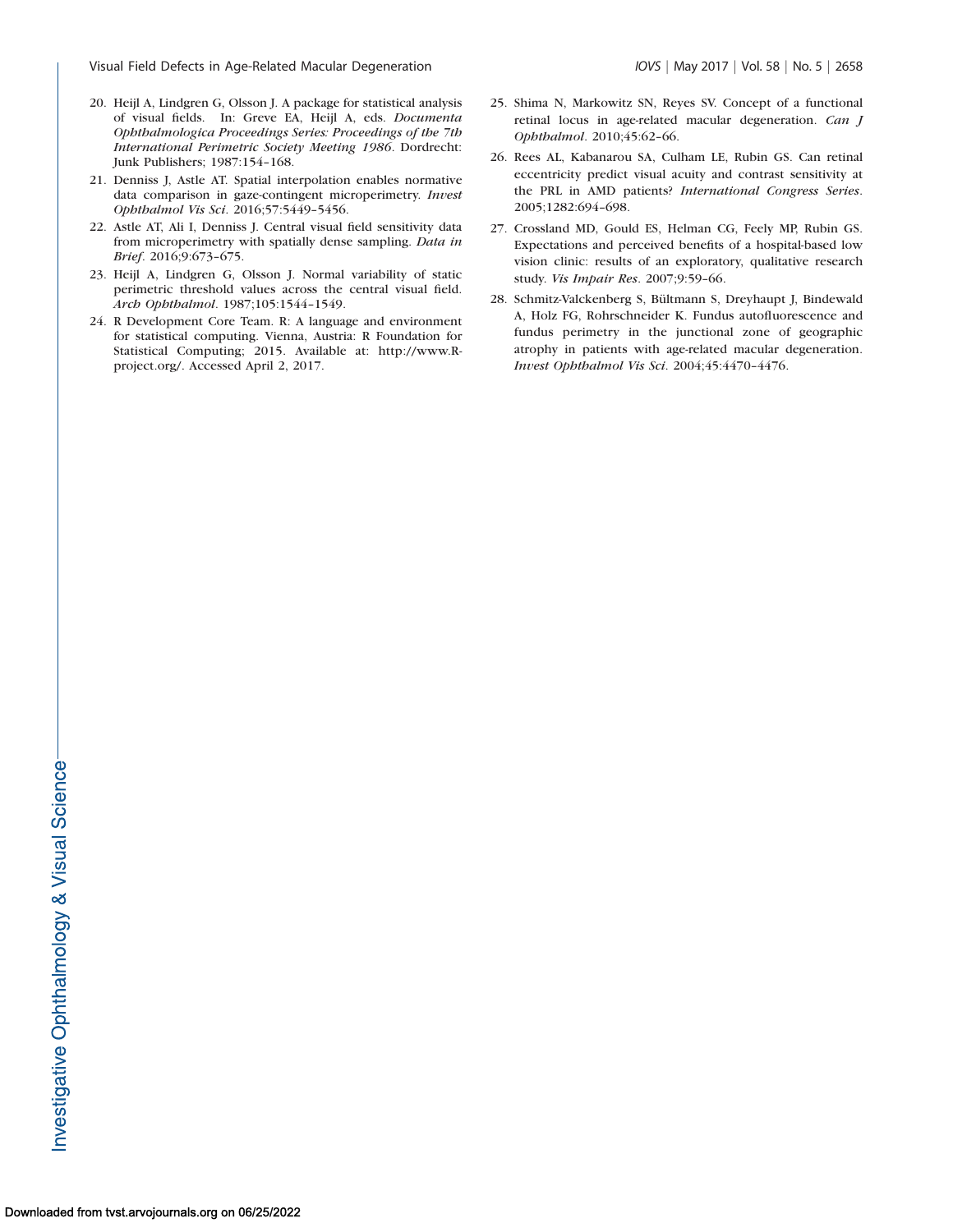20. Heijl A, Lindgren G, Olsson J. A package for statistical analysis of visual fields. In: Greve EA, Heijl A, eds. *Documenta Ophthalmologica Proceedings Series: Proceedings of the 7th International Perimetric Society Meeting 1986*. Dordrecht: Junk Publishers; 1987:154–168.
21. Denniss J, Astle AT. Spatial interpolation enables normative data comparison in gaze-contingent microperimetry. *Invest Ophthalmol Vis Sci*. 2016;57:5449–5456.
22. Astle AT, Ali I, Denniss J. Central visual field sensitivity data from microperimetry with spatially dense sampling. *Data in Brief*. 2016;9:673–675.
23. Heijl A, Lindgren G, Olsson J. Normal variability of static perimetric threshold values across the central visual field. *Arch Ophthalmol*. 1987;105:1544–1549.
24. R Development Core Team. R: A language and environment for statistical computing. Vienna, Austria: R Foundation for Statistical Computing; 2015. Available at: http://www.R-project.org/. Accessed April 2, 2017.
25. Shima N, Markowitz SN, Reyes SV. Concept of a functional retinal locus in age-related macular degeneration. *Can J Ophthalmol*. 2010;45:62–66.
26. Rees AL, Kabanarou SA, Culham LE, Rubin GS. Can retinal eccentricity predict visual acuity and contrast sensitivity at the PRL in AMD patients? *International Congress Series*. 2005;1282:694–698.
27. Crossland MD, Gould ES, Helman CG, Feely MP, Rubin GS. Expectations and perceived benefits of a hospital-based low vision clinic: results of an exploratory, qualitative research study. *Vis Impair Res*. 2007;9:59–66.
28. Schmitz-Valckenberg S, Bültmann S, Dreyhaupt J, Bindewald A, Holz FG, Rohrschneider K. Fundus autofluorescence and fundus perimetry in the junctional zone of geographic atrophy in patients with age-related macular degeneration. *Invest Ophthalmol Vis Sci*. 2004;45:4470–4476.